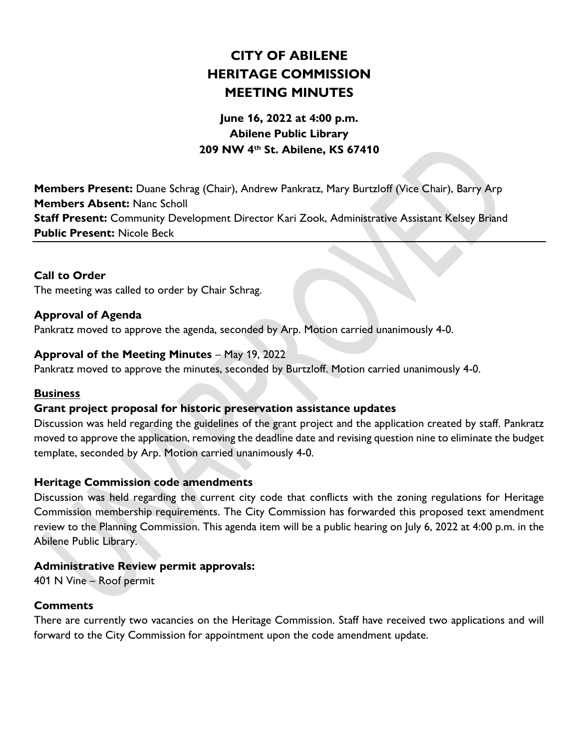# CITY OF ABILENE
# HERITAGE COMMISSION
# MEETING MINUTES

### June 16, 2022 at 4:00 p.m.
### Abilene Public Library
### 209 NW 4th St. Abilene, KS 67410

**Members Present:** Duane Schrag (Chair), Andrew Pankratz, Mary Burtzloff (Vice Chair), Barry Arp
**Members Absent:** Nanc Scholl
**Staff Present:** Community Development Director Kari Zook, Administrative Assistant Kelsey Briand
**Public Present:** Nicole Beck

---

**Call to Order**
The meeting was called to order by Chair Schrag.

**Approval of Agenda**
Pankratz moved to approve the agenda, seconded by Arp. Motion carried unanimously 4-0.

**Approval of the Meeting Minutes** – May 19, 2022
Pankratz moved to approve the minutes, seconded by Burtzloff. Motion carried unanimously 4-0.

**Business**

**Grant project proposal for historic preservation assistance updates**
Discussion was held regarding the guidelines of the grant project and the application created by staff. Pankratz moved to approve the application, removing the deadline date and revising question nine to eliminate the budget template, seconded by Arp. Motion carried unanimously 4-0.

**Heritage Commission code amendments**
Discussion was held regarding the current city code that conflicts with the zoning regulations for Heritage Commission membership requirements. The City Commission has forwarded this proposed text amendment review to the Planning Commission. This agenda item will be a public hearing on July 6, 2022 at 4:00 p.m. in the Abilene Public Library.

**Administrative Review permit approvals:**
401 N Vine – Roof permit

**Comments**
There are currently two vacancies on the Heritage Commission. Staff have received two applications and will forward to the City Commission for appointment upon the code amendment update.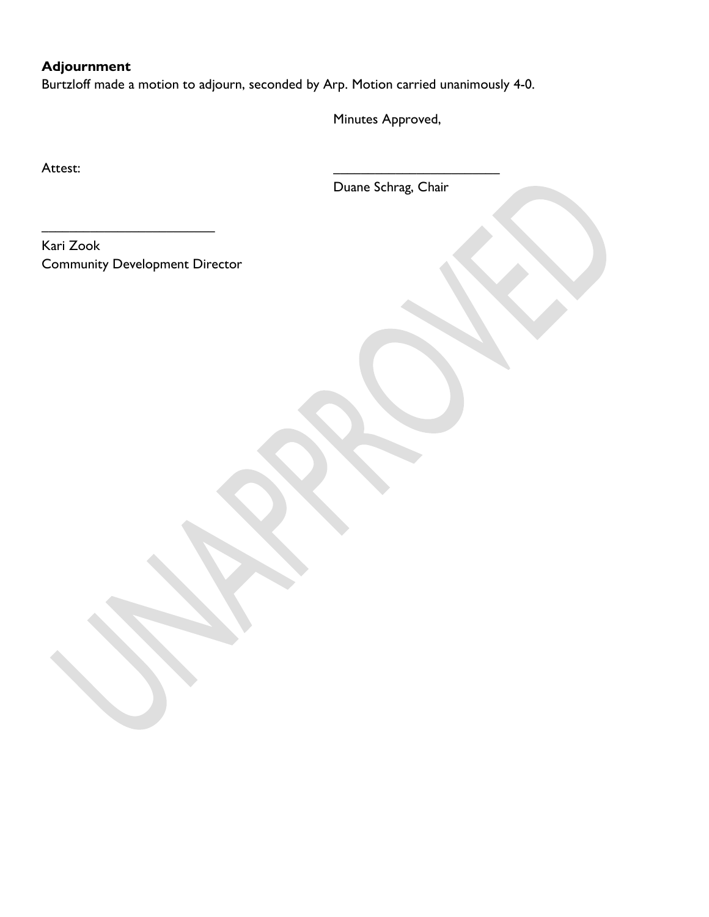**Adjournment**
Burtzloff made a motion to adjourn, seconded by Arp. Motion carried unanimously 4-0.

Minutes Approved,

Attest:

_______________________
Duane Schrag, Chair

_______________________
Kari Zook
Community Development Director

UNAPPROVED